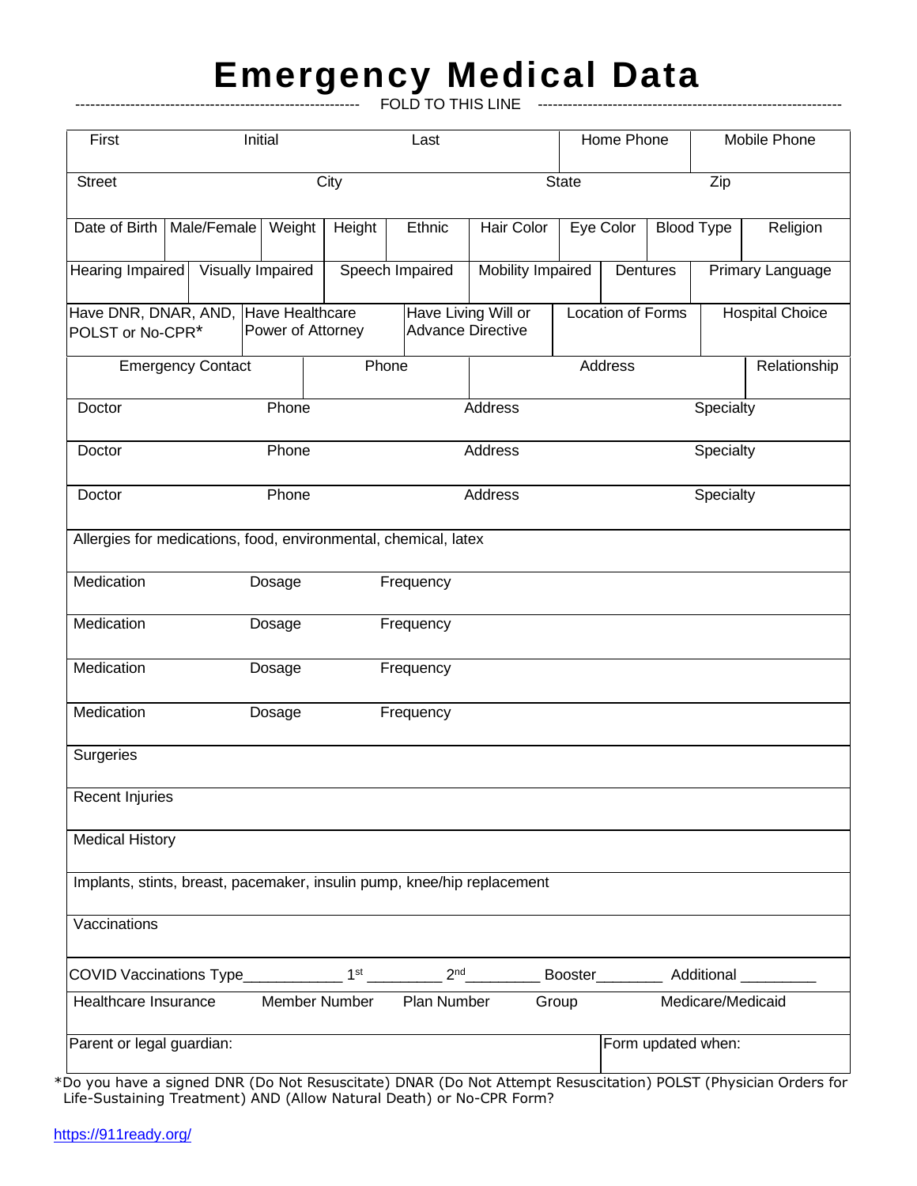# Emergency Medical Data

------------------------------------------------------- FOLD TO THIS LINE -----------------------------------------------------------

| First | Initial | Last | Home Phone | Mobile Phone |
|---|---|---|---|---|
| | | | | |

| Street | City | State | Zip |
|---|---|---|---|
| | | | |

| Date of Birth | Male/Female | Weight | Height | Ethnic | Hair Color | Eye Color | Blood Type | Religion |
|---|---|---|---|---|---|---|---|---|
| | | | | | | | | |

| Hearing Impaired | Visually Impaired | Speech Impaired | Mobility Impaired | Dentures | Primary Language |
|---|---|---|---|---|---|
| | | | | | |

| Have DNR, DNAR, AND, POLST or No-CPR* | Have Healthcare Power of Attorney | Have Living Will or Advance Directive | Location of Forms | Hospital Choice |
|---|---|---|---|---|
| | | | | |

| Emergency Contact | Phone | Address | Relationship |
|---|---|---|---|
| | | | |

| Doctor | Phone | Address | Specialty |
|---|---|---|---|
| Doctor | Phone | Address | Specialty |
| Doctor | Phone | Address | Specialty |

Allergies for medications, food, environmental, chemical, latex

| Medication | Dosage | Frequency |
|---|---|---|
| Medication | Dosage | Frequency |
| Medication | Dosage | Frequency |
| Medication | Dosage | Frequency |

Surgeries

Recent Injuries

Medical History

Implants, stints, breast, pacemaker, insulin pump, knee/hip replacement

Vaccinations

COVID Vaccinations Type____________ 1st _________ 2nd_________ Booster________ Additional _________

| Healthcare Insurance | Member Number | Plan Number | Group | Medicare/Medicaid |
|---|---|---|---|---|
| | | | | |

| Parent or legal guardian: | Form updated when: |
|---|---|
| | |

*Do you have a signed DNR (Do Not Resuscitate) DNAR (Do Not Attempt Resuscitation) POLST (Physician Orders for Life-Sustaining Treatment) AND (Allow Natural Death) or No-CPR Form?

https://911ready.org/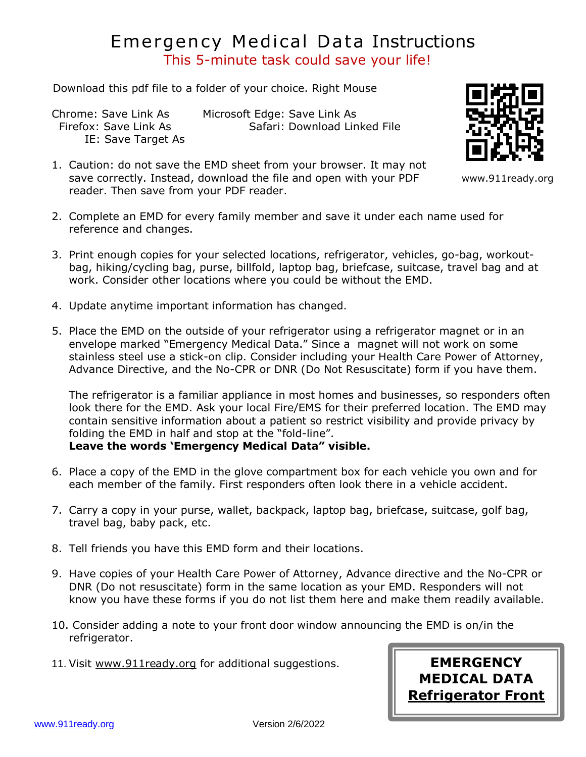# Emergency Medical Data Instructions

This 5-minute task could save your life!

Download this pdf file to a folder of your choice. Right Mouse

Chrome: Save Link As
Microsoft Edge: Save Link As
Firefox: Save Link As
Safari: Download Linked File
IE: Save Target As

www.911ready.org

1. Caution: do not save the EMD sheet from your browser. It may not save correctly. Instead, download the file and open with your PDF reader. Then save from your PDF reader.

2. Complete an EMD for every family member and save it under each name used for reference and changes.

3. Print enough copies for your selected locations, refrigerator, vehicles, go-bag, workout-bag, hiking/cycling bag, purse, billfold, laptop bag, briefcase, suitcase, travel bag and at work. Consider other locations where you could be without the EMD.

4. Update anytime important information has changed.

5. Place the EMD on the outside of your refrigerator using a refrigerator magnet or in an envelope marked "Emergency Medical Data." Since a magnet will not work on some stainless steel use a stick-on clip. Consider including your Health Care Power of Attorney, Advance Directive, and the No-CPR or DNR (Do Not Resuscitate) form if you have them.

   The refrigerator is a familiar appliance in most homes and businesses, so responders often look there for the EMD. Ask your local Fire/EMS for their preferred location. The EMD may contain sensitive information about a patient so restrict visibility and provide privacy by folding the EMD in half and stop at the "fold-line".
   **Leave the words 'Emergency Medical Data" visible.**

6. Place a copy of the EMD in the glove compartment box for each vehicle you own and for each member of the family. First responders often look there in a vehicle accident.

7. Carry a copy in your purse, wallet, backpack, laptop bag, briefcase, suitcase, golf bag, travel bag, baby pack, etc.

8. Tell friends you have this EMD form and their locations.

9. Have copies of your Health Care Power of Attorney, Advance directive and the No-CPR or DNR (Do not resuscitate) form in the same location as your EMD. Responders will not know you have these forms if you do not list them here and make them readily available.

10. Consider adding a note to your front door window announcing the EMD is on/in the refrigerator.

11. Visit www.911ready.org for additional suggestions.

**EMERGENCY MEDICAL DATA**
**Refrigerator Front**

www.911ready.org

Version 2/6/2022